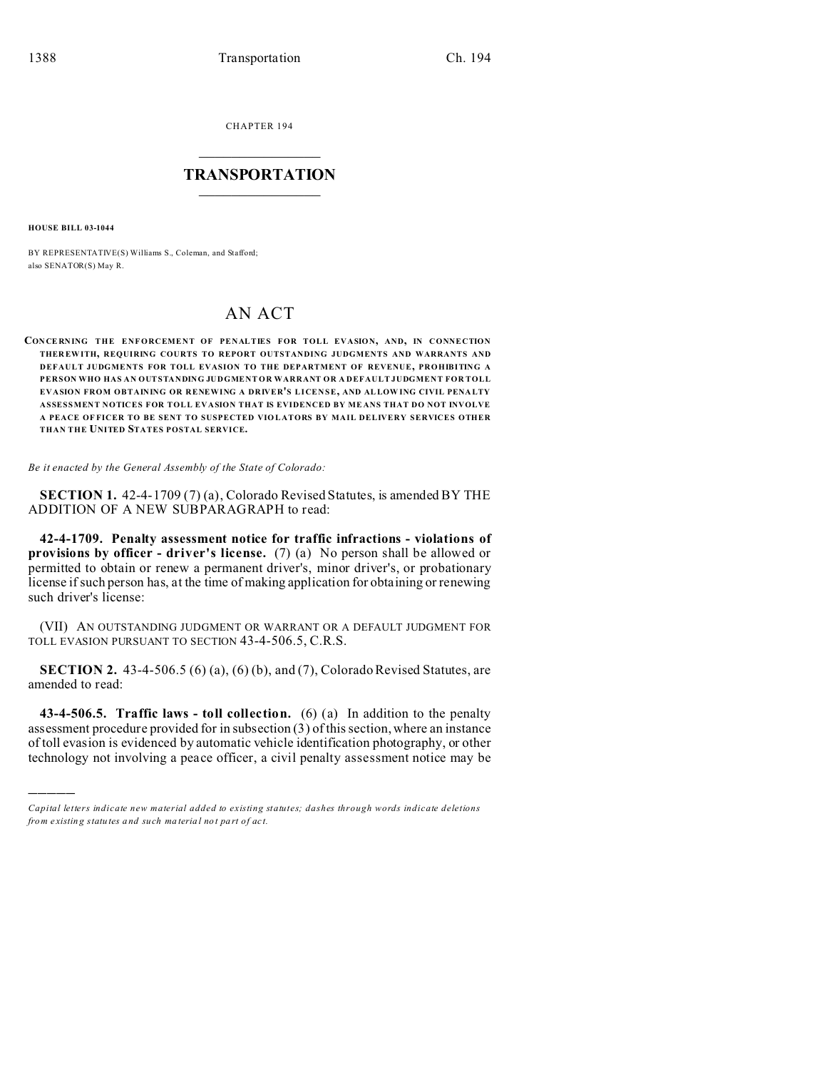CHAPTER 194

# TRANSPORTATION

**HOUSE BILL 03-1044**

BY REPRESENTATIVE(S) Williams S., Coleman, and Stafford;
also SENATOR(S) May R.

# AN ACT

**CONCERNING THE ENFORCEMENT OF PENALTIES FOR TOLL EVASION, AND, IN CONNECTION THEREWITH, REQUIRING COURTS TO REPORT OUTSTANDING JUDGMENTS AND WARRANTS AND DEFAULT JUDGMENTS FOR TOLL EVASION TO THE DEPARTMENT OF REVENUE, PROHIBITING A PERSON WHO HAS AN OUTSTANDING JUDGMENT OR WARRANT OR A DEFAULT JUDGMENT FOR TOLL EVASION FROM OBTAINING OR RENEWING A DRIVER'S LICENSE, AND ALLOWING CIVIL PENALTY ASSESSMENT NOTICES FOR TOLL EVASION THAT IS EVIDENCED BY MEANS THAT DO NOT INVOLVE A PEACE OFFICER TO BE SENT TO SUSPECTED VIOLATORS BY MAIL DELIVERY SERVICES OTHER THAN THE UNITED STATES POSTAL SERVICE.**

*Be it enacted by the General Assembly of the State of Colorado:*

**SECTION 1.** 42-4-1709 (7) (a), Colorado Revised Statutes, is amended BY THE ADDITION OF A NEW SUBPARAGRAPH to read:

**42-4-1709. Penalty assessment notice for traffic infractions - violations of provisions by officer - driver's license.** (7) (a) No person shall be allowed or permitted to obtain or renew a permanent driver's, minor driver's, or probationary license if such person has, at the time of making application for obtaining or renewing such driver's license:

(VII) AN OUTSTANDING JUDGMENT OR WARRANT OR A DEFAULT JUDGMENT FOR TOLL EVASION PURSUANT TO SECTION 43-4-506.5, C.R.S.

**SECTION 2.** 43-4-506.5 (6) (a), (6) (b), and (7), Colorado Revised Statutes, are amended to read:

**43-4-506.5. Traffic laws - toll collection.** (6) (a) In addition to the penalty assessment procedure provided for in subsection (3) of this section, where an instance of toll evasion is evidenced by automatic vehicle identification photography, or other technology not involving a peace officer, a civil penalty assessment notice may be

---

*Capital letters indicate new material added to existing statutes; dashes through words indicate deletions from existing statutes and such material not part of act.*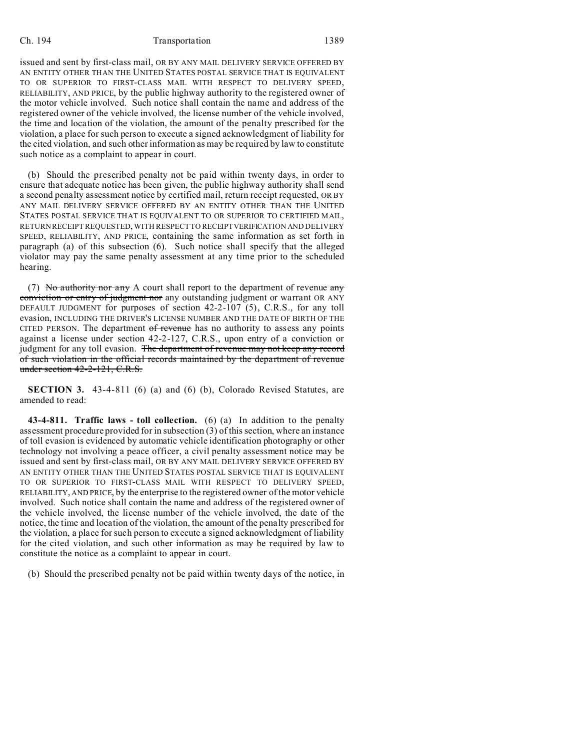issued and sent by first-class mail, OR BY ANY MAIL DELIVERY SERVICE OFFERED BY AN ENTITY OTHER THAN THE UNITED STATES POSTAL SERVICE THAT IS EQUIVALENT TO OR SUPERIOR TO FIRST-CLASS MAIL WITH RESPECT TO DELIVERY SPEED, RELIABILITY, AND PRICE, by the public highway authority to the registered owner of the motor vehicle involved. Such notice shall contain the name and address of the registered owner of the vehicle involved, the license number of the vehicle involved, the time and location of the violation, the amount of the penalty prescribed for the violation, a place for such person to execute a signed acknowledgment of liability for the cited violation, and such other information as may be required by law to constitute such notice as a complaint to appear in court.

(b) Should the prescribed penalty not be paid within twenty days, in order to ensure that adequate notice has been given, the public highway authority shall send a second penalty assessment notice by certified mail, return receipt requested, OR BY ANY MAIL DELIVERY SERVICE OFFERED BY AN ENTITY OTHER THAN THE UNITED STATES POSTAL SERVICE THAT IS EQUIVALENT TO OR SUPERIOR TO CERTIFIED MAIL, RETURN RECEIPT REQUESTED, WITH RESPECT TO RECEIPT VERIFICATION AND DELIVERY SPEED, RELIABILITY, AND PRICE, containing the same information as set forth in paragraph (a) of this subsection (6). Such notice shall specify that the alleged violator may pay the same penalty assessment at any time prior to the scheduled hearing.

(7) ~~No authority nor any~~ A court shall report to the department of revenue ~~any conviction or entry of judgment nor~~ any outstanding judgment or warrant OR ANY DEFAULT JUDGMENT for purposes of section 42-2-107 (5), C.R.S., for any toll evasion, INCLUDING THE DRIVER'S LICENSE NUMBER AND THE DATE OF BIRTH OF THE CITED PERSON. The department ~~of revenue~~ has no authority to assess any points against a license under section 42-2-127, C.R.S., upon entry of a conviction or judgment for any toll evasion. ~~The department of revenue may not keep any record of such violation in the official records maintained by the department of revenue under section 42-2-121, C.R.S.~~

**SECTION 3.** 43-4-811 (6) (a) and (6) (b), Colorado Revised Statutes, are amended to read:

**43-4-811. Traffic laws - toll collection.** (6) (a) In addition to the penalty assessment procedure provided for in subsection (3) of this section, where an instance of toll evasion is evidenced by automatic vehicle identification photography or other technology not involving a peace officer, a civil penalty assessment notice may be issued and sent by first-class mail, OR BY ANY MAIL DELIVERY SERVICE OFFERED BY AN ENTITY OTHER THAN THE UNITED STATES POSTAL SERVICE THAT IS EQUIVALENT TO OR SUPERIOR TO FIRST-CLASS MAIL WITH RESPECT TO DELIVERY SPEED, RELIABILITY, AND PRICE, by the enterprise to the registered owner of the motor vehicle involved. Such notice shall contain the name and address of the registered owner of the vehicle involved, the license number of the vehicle involved, the date of the notice, the time and location of the violation, the amount of the penalty prescribed for the violation, a place for such person to execute a signed acknowledgment of liability for the cited violation, and such other information as may be required by law to constitute the notice as a complaint to appear in court.

(b) Should the prescribed penalty not be paid within twenty days of the notice, in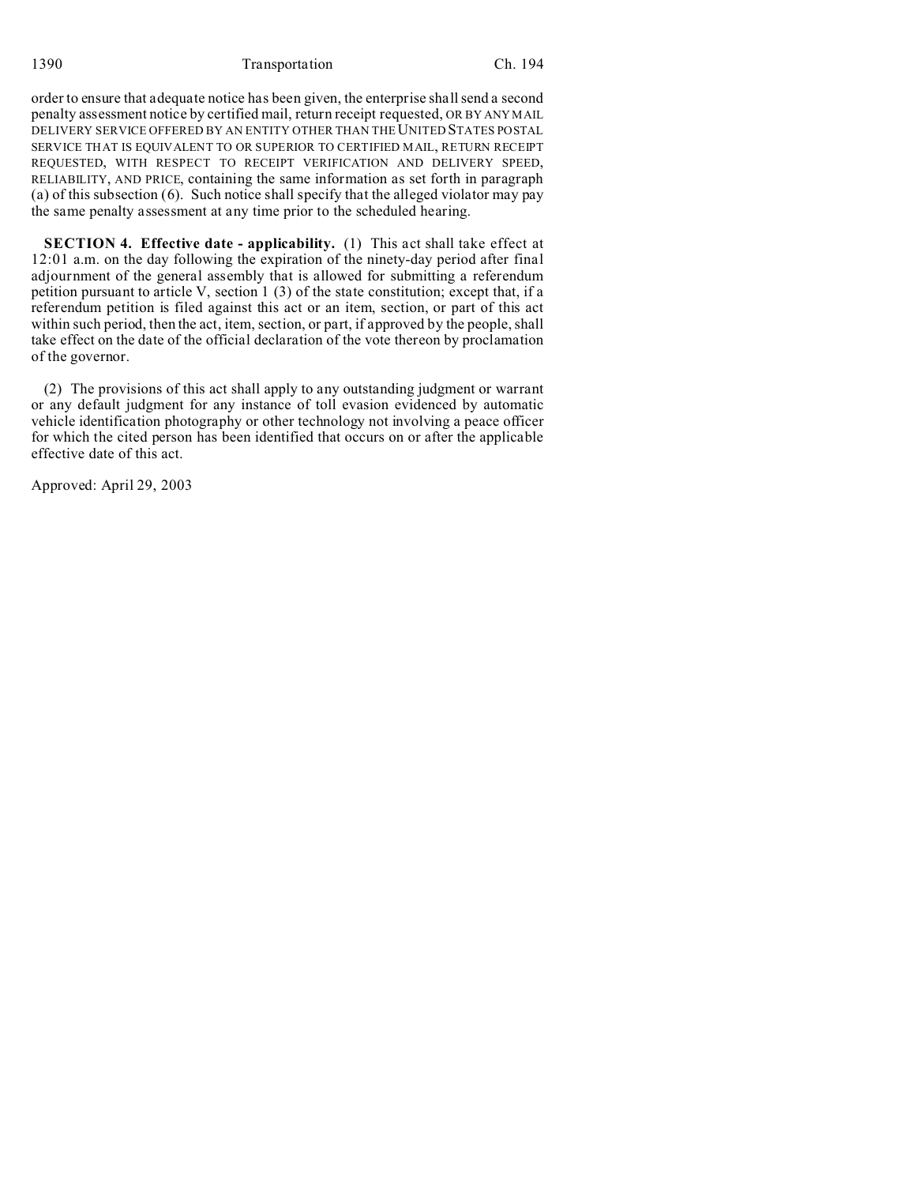order to ensure that adequate notice has been given, the enterprise shall send a second penalty assessment notice by certified mail, return receipt requested, OR BY ANY MAIL DELIVERY SERVICE OFFERED BY AN ENTITY OTHER THAN THE UNITED STATES POSTAL SERVICE THAT IS EQUIVALENT TO OR SUPERIOR TO CERTIFIED MAIL, RETURN RECEIPT REQUESTED, WITH RESPECT TO RECEIPT VERIFICATION AND DELIVERY SPEED, RELIABILITY, AND PRICE, containing the same information as set forth in paragraph (a) of this subsection (6). Such notice shall specify that the alleged violator may pay the same penalty assessment at any time prior to the scheduled hearing.

**SECTION 4. Effective date - applicability.** (1) This act shall take effect at 12:01 a.m. on the day following the expiration of the ninety-day period after final adjournment of the general assembly that is allowed for submitting a referendum petition pursuant to article V, section 1 (3) of the state constitution; except that, if a referendum petition is filed against this act or an item, section, or part of this act within such period, then the act, item, section, or part, if approved by the people, shall take effect on the date of the official declaration of the vote thereon by proclamation of the governor.

(2) The provisions of this act shall apply to any outstanding judgment or warrant or any default judgment for any instance of toll evasion evidenced by automatic vehicle identification photography or other technology not involving a peace officer for which the cited person has been identified that occurs on or after the applicable effective date of this act.

Approved: April 29, 2003